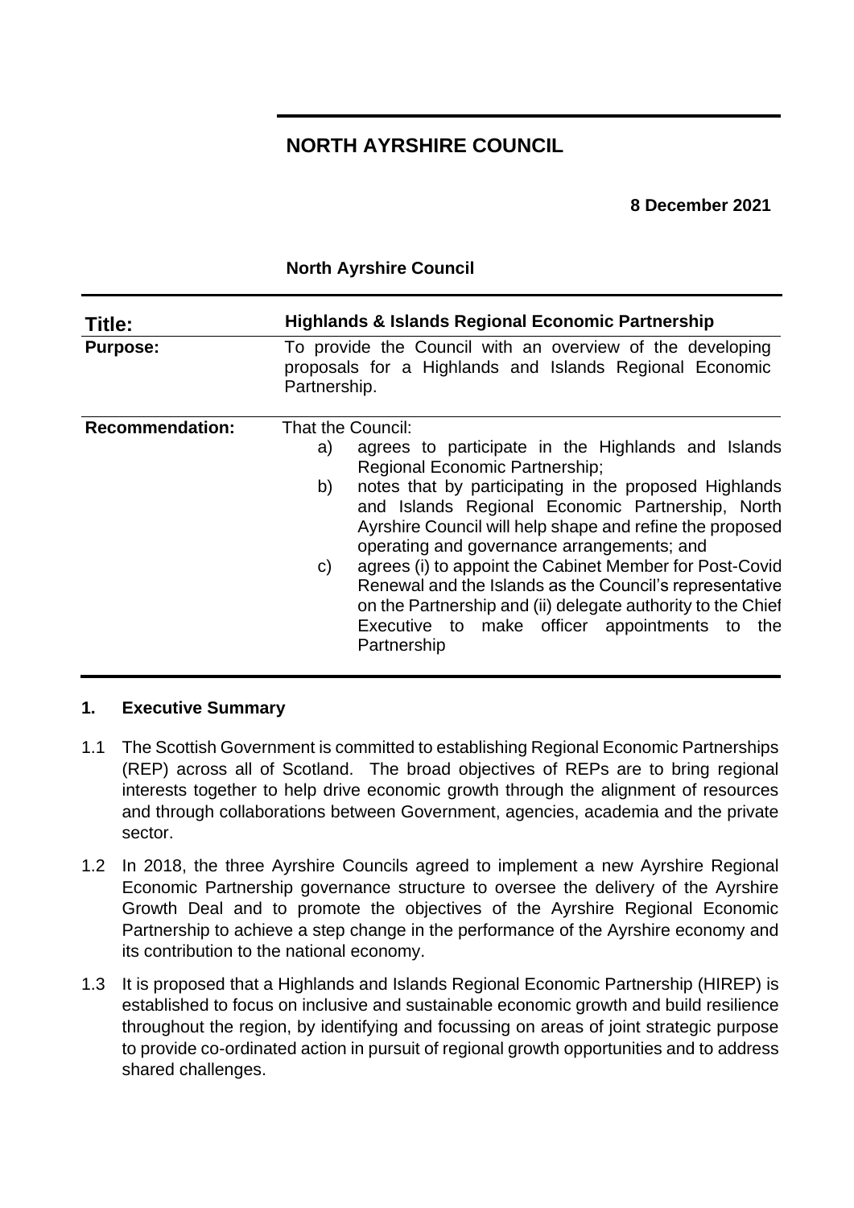# NORTH AYRSHIRE COUNCIL

**8 December 2021**

**North Ayrshire Council**

| **Title:** | **Highlands & Islands Regional Economic Partnership** |
|---|---|
| **Purpose:** | To provide the Council with an overview of the developing proposals for a Highlands and Islands Regional Economic Partnership. |
| **Recommendation:** | That the Council: a) agrees to participate in the Highlands and Islands Regional Economic Partnership; b) notes that by participating in the proposed Highlands and Islands Regional Economic Partnership, North Ayrshire Council will help shape and refine the proposed operating and governance arrangements; and c) agrees (i) to appoint the Cabinet Member for Post-Covid Renewal and the Islands as the Council's representative on the Partnership and (ii) delegate authority to the Chief Executive to make officer appointments to the Partnership |

## 1. Executive Summary

1.1 The Scottish Government is committed to establishing Regional Economic Partnerships (REP) across all of Scotland. The broad objectives of REPs are to bring regional interests together to help drive economic growth through the alignment of resources and through collaborations between Government, agencies, academia and the private sector.

1.2 In 2018, the three Ayrshire Councils agreed to implement a new Ayrshire Regional Economic Partnership governance structure to oversee the delivery of the Ayrshire Growth Deal and to promote the objectives of the Ayrshire Regional Economic Partnership to achieve a step change in the performance of the Ayrshire economy and its contribution to the national economy.

1.3 It is proposed that a Highlands and Islands Regional Economic Partnership (HIREP) is established to focus on inclusive and sustainable economic growth and build resilience throughout the region, by identifying and focussing on areas of joint strategic purpose to provide co-ordinated action in pursuit of regional growth opportunities and to address shared challenges.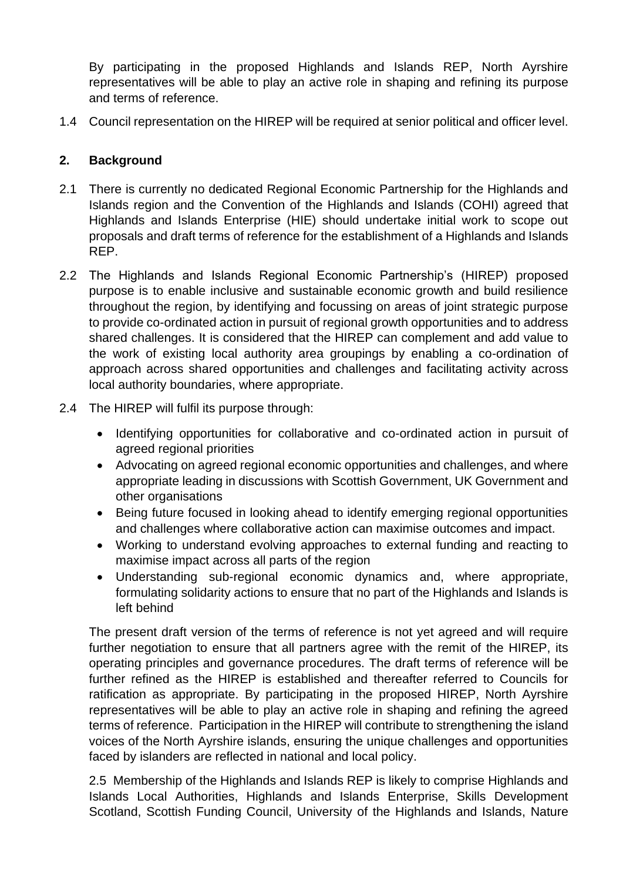By participating in the proposed Highlands and Islands REP, North Ayrshire representatives will be able to play an active role in shaping and refining its purpose and terms of reference.

1.4 Council representation on the HIREP will be required at senior political and officer level.

## 2. Background

2.1 There is currently no dedicated Regional Economic Partnership for the Highlands and Islands region and the Convention of the Highlands and Islands (COHI) agreed that Highlands and Islands Enterprise (HIE) should undertake initial work to scope out proposals and draft terms of reference for the establishment of a Highlands and Islands REP.

2.2 The Highlands and Islands Regional Economic Partnership's (HIREP) proposed purpose is to enable inclusive and sustainable economic growth and build resilience throughout the region, by identifying and focussing on areas of joint strategic purpose to provide co-ordinated action in pursuit of regional growth opportunities and to address shared challenges. It is considered that the HIREP can complement and add value to the work of existing local authority area groupings by enabling a co-ordination of approach across shared opportunities and challenges and facilitating activity across local authority boundaries, where appropriate.

2.4 The HIREP will fulfil its purpose through:

- Identifying opportunities for collaborative and co-ordinated action in pursuit of agreed regional priorities
- Advocating on agreed regional economic opportunities and challenges, and where appropriate leading in discussions with Scottish Government, UK Government and other organisations
- Being future focused in looking ahead to identify emerging regional opportunities and challenges where collaborative action can maximise outcomes and impact.
- Working to understand evolving approaches to external funding and reacting to maximise impact across all parts of the region
- Understanding sub-regional economic dynamics and, where appropriate, formulating solidarity actions to ensure that no part of the Highlands and Islands is left behind

The present draft version of the terms of reference is not yet agreed and will require further negotiation to ensure that all partners agree with the remit of the HIREP, its operating principles and governance procedures. The draft terms of reference will be further refined as the HIREP is established and thereafter referred to Councils for ratification as appropriate. By participating in the proposed HIREP, North Ayrshire representatives will be able to play an active role in shaping and refining the agreed terms of reference. Participation in the HIREP will contribute to strengthening the island voices of the North Ayrshire islands, ensuring the unique challenges and opportunities faced by islanders are reflected in national and local policy.

2.5 Membership of the Highlands and Islands REP is likely to comprise Highlands and Islands Local Authorities, Highlands and Islands Enterprise, Skills Development Scotland, Scottish Funding Council, University of the Highlands and Islands, Nature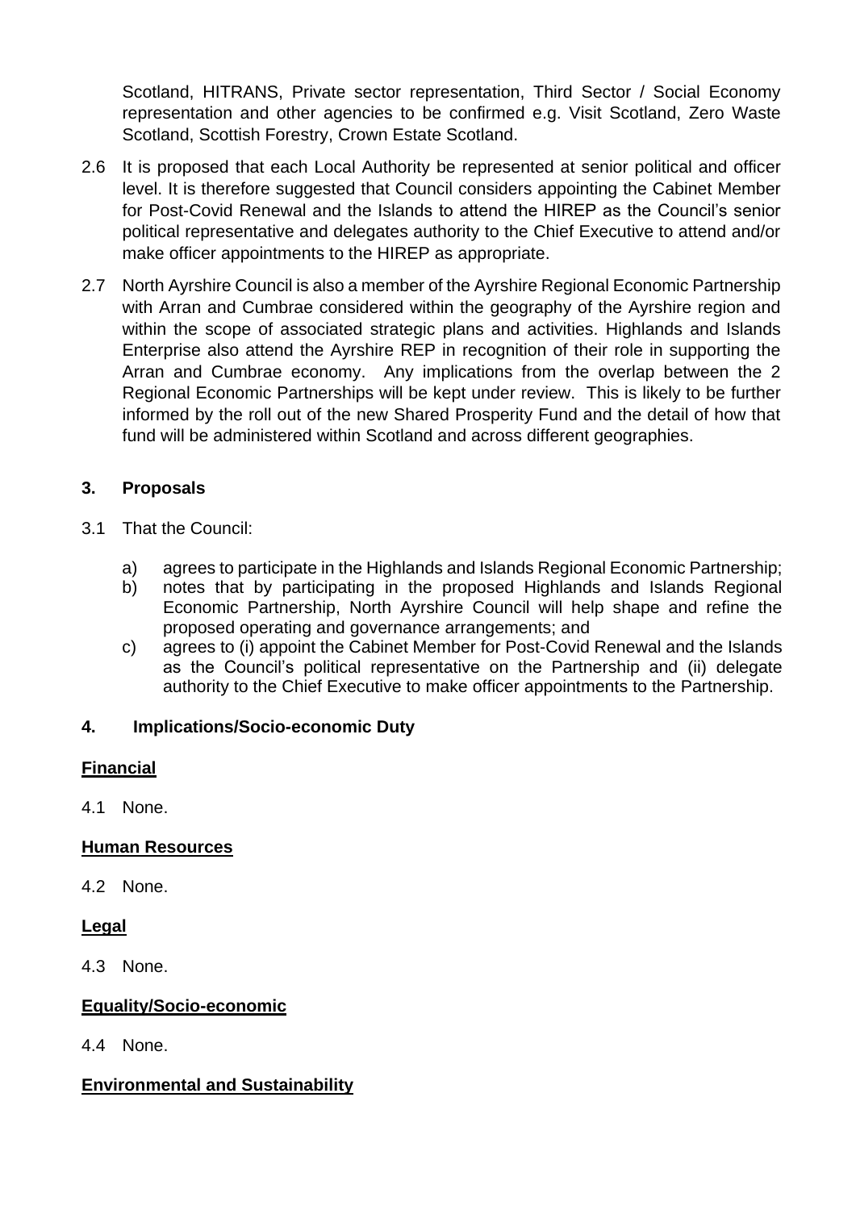Scotland, HITRANS, Private sector representation, Third Sector / Social Economy representation and other agencies to be confirmed e.g. Visit Scotland, Zero Waste Scotland, Scottish Forestry, Crown Estate Scotland.

2.6 It is proposed that each Local Authority be represented at senior political and officer level. It is therefore suggested that Council considers appointing the Cabinet Member for Post-Covid Renewal and the Islands to attend the HIREP as the Council's senior political representative and delegates authority to the Chief Executive to attend and/or make officer appointments to the HIREP as appropriate.

2.7 North Ayrshire Council is also a member of the Ayrshire Regional Economic Partnership with Arran and Cumbrae considered within the geography of the Ayrshire region and within the scope of associated strategic plans and activities. Highlands and Islands Enterprise also attend the Ayrshire REP in recognition of their role in supporting the Arran and Cumbrae economy. Any implications from the overlap between the 2 Regional Economic Partnerships will be kept under review. This is likely to be further informed by the roll out of the new Shared Prosperity Fund and the detail of how that fund will be administered within Scotland and across different geographies.

## 3. Proposals

3.1 That the Council:

a) agrees to participate in the Highlands and Islands Regional Economic Partnership;
b) notes that by participating in the proposed Highlands and Islands Regional Economic Partnership, North Ayrshire Council will help shape and refine the proposed operating and governance arrangements; and
c) agrees to (i) appoint the Cabinet Member for Post-Covid Renewal and the Islands as the Council's political representative on the Partnership and (ii) delegate authority to the Chief Executive to make officer appointments to the Partnership.

## 4. Implications/Socio-economic Duty

**Financial**

4.1 None.

**Human Resources**

4.2 None.

**Legal**

4.3 None.

**Equality/Socio-economic**

4.4 None.

**Environmental and Sustainability**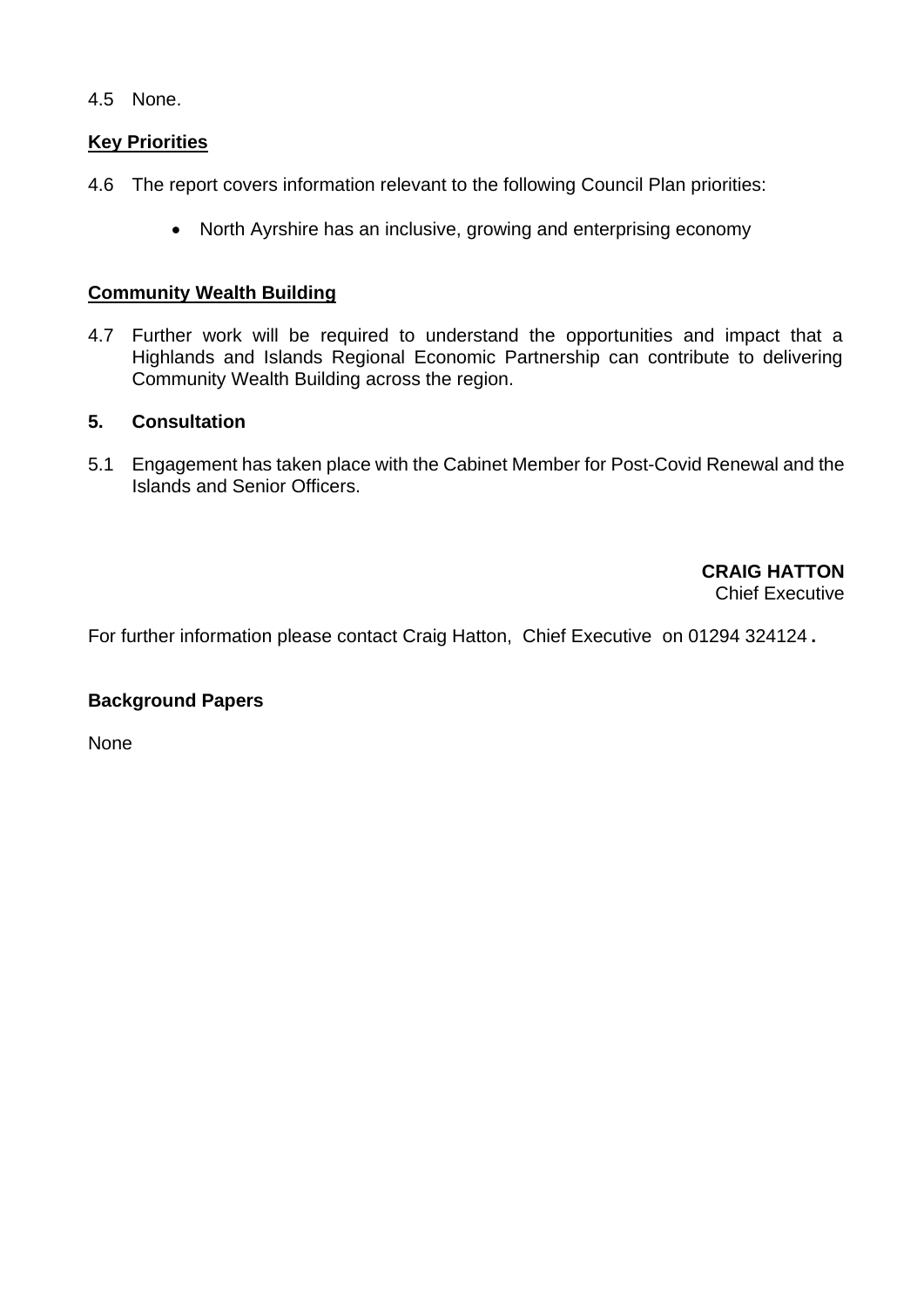4.5 None.

**Key Priorities**

4.6 The report covers information relevant to the following Council Plan priorities:

- North Ayrshire has an inclusive, growing and enterprising economy

**Community Wealth Building**

4.7 Further work will be required to understand the opportunities and impact that a Highlands and Islands Regional Economic Partnership can contribute to delivering Community Wealth Building across the region.

## 5. Consultation

5.1 Engagement has taken place with the Cabinet Member for Post-Covid Renewal and the Islands and Senior Officers.

**CRAIG HATTON**
Chief Executive

For further information please contact Craig Hatton, Chief Executive on 01294 324124.

**Background Papers**

None